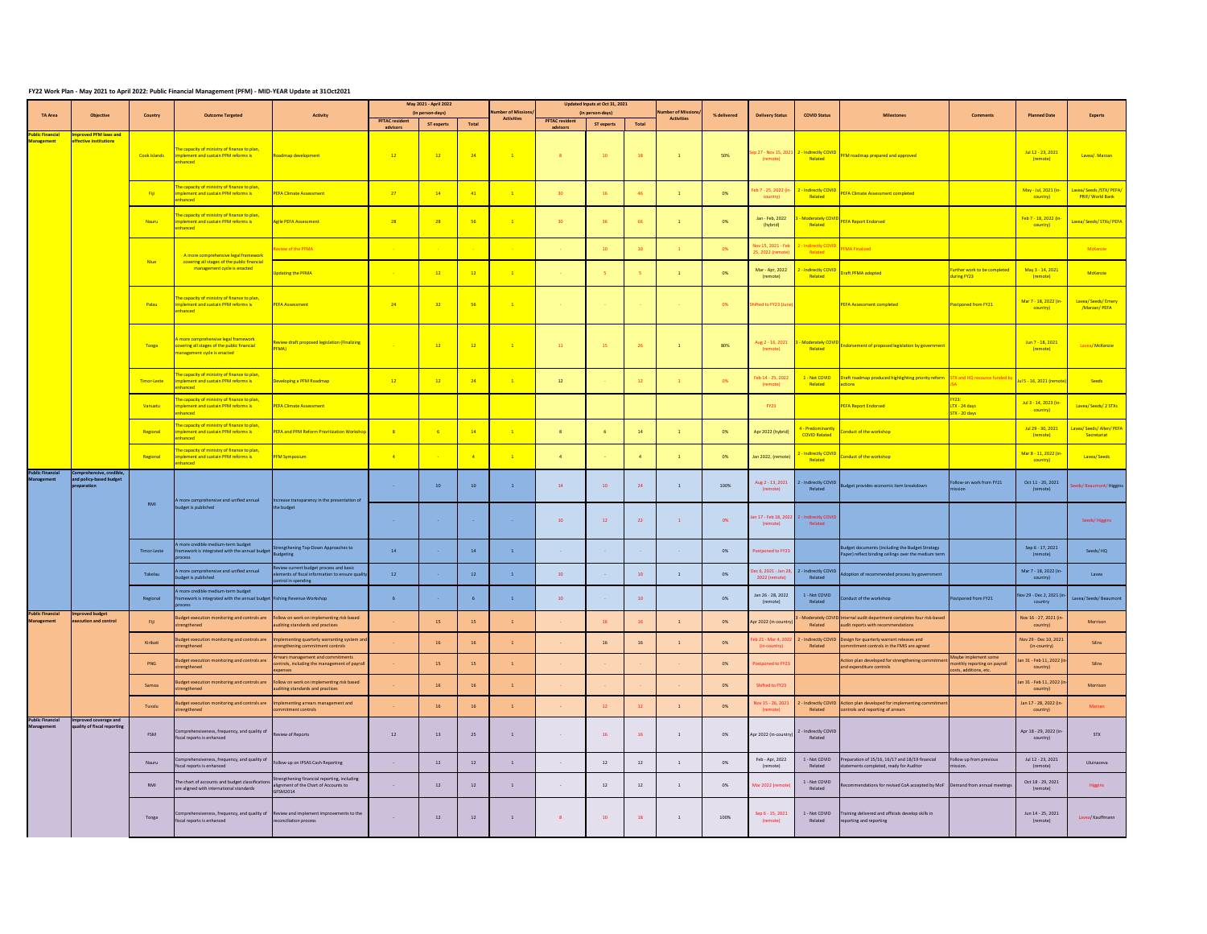**FY22 Work Plan - May 2021 to April 2022: Public Financial Management (PFM) - MID-YEAR Update at 31Oct2021**

| TA Area | Objective | Country | Outcome Targeted | Activity | May 2021 - April 2022 (in person-days) | | | Number of Missions/ Activities | Updated Inputs at Oct 31, 2021 (in person-days) | | | Number of Missions/ Activities | % delivered | Delivery Status | COVID Status | Milestones | Comments | Planned Date | Experts |
|---|---|---|---|---|---|---|---|---|---|---|---|---|---|---|---|---|---|---|---|
| | | | | | PFTAC resident advisors | ST experts | Total | | PFTAC resident advisors | ST experts | Total | | | | | | | | |
| Public Financial Management | Improved PFM laws and effective institutions | Cook Islands | The capacity of ministry of finance to plan, implement and sustain PFM reforms is enhanced | Roadmap development | 12 | 12 | 24 | 1 | 8 | 10 | 18 | 1 | 50% | Sep 27 - Nov 15, 2021 (remote) | 2 - Indirectly COVID Related | PFM roadmap prepared and approved | | Jul 12 - 23, 2021 (remote) | Lavea/. Marzan |
| | | Fiji | The capacity of ministry of finance to plan, implement and sustain PFM reforms is enhanced | PEFA Climate Assessment | 27 | 14 | 41 | 1 | 30 | 16 | 46 | 1 | 0% | Feb 7 - 25, 2022 (in-country) | 2 - Indirectly COVID Related | PEFA Climate Assessment completed | | May - Jul, 2021 (in-country) | Lavea/ Seeds /STX/ PEFA/ PRIF/ World Bank |
| | | Nauru | The capacity of ministry of finance to plan, implement and sustain PFM reforms is enhanced | Agile PEFA Assessment | 28 | 28 | 56 | 1 | 30 | 36 | 66 | 1 | 0% | Jan - Feb, 2022 (hybrid) | 3 - Moderately COVID Related | PEFA Report Endorsed | | Feb 7 - 18, 2022 (in-country) | Lavea/ Seeds/ STXs/ PEFA |
| | | Niue | A more comprehensive legal framework covering all stages of the public financial management cycle is enacted | Review of the PFMA | - | - | - | - | - | 10 | 10 | 1 | 0% | Nov 15, 2021 - Feb 25, 2022 (remote) | 2 - Indirectly COVID Related | PFMA Finalized | | | McKenzie |
| | | | | Updating the PFMA | - | 12 | 12 | 1 | - | 5 | 5 | 1 | 0% | Mar - Apr, 2022 (remote) | 2 - Indirectly COVID Related | Draft PFMA adopted | Further work to be completed during FY23 | May 3 - 14, 2021 (remote) | McKenzie |
| | | Palau | The capacity of ministry of finance to plan, implement and sustain PFM reforms is enhanced | PEFA Assessment | 24 | 32 | 56 | 1 | - | - | - | - | 0% | Shifted to FY23 (June) | | PEFA Assessment completed | Postponed from FY21 | Mar 7 - 18, 2022 (in-country) | Lavea/ Seeds/ Emery /Marzan/ PEFA |
| | | Tonga | A more comprehensive legal framework covering all stages of the public financial management cycle is enacted | Review draft proposed legislation (Finalizing PFMA) | - | 12 | 12 | 1 | 11 | 15 | 26 | 1 | 80% | Aug 2 - 16, 2021 (remote) | 3 - Moderately COVID Related | Endorsement of proposed legislation by government | | Jun 7 - 18, 2021 (remote) | Lavea/ McKenzie |
| | | Timor-Leste | The capacity of ministry of finance to plan, implement and sustain PFM reforms is enhanced | Developing a PFM Roadmap | 12 | 12 | 24 | 1 | 12 | - | 12 | 1 | 0% | Feb 14 - 25, 2022 (remote) | 1 - Not COVID Related | Draft roadmap produced highlighting priority reform actions | STX and HQ resource funded by LSA | Jul 5 - 16, 2021 (remote) | Seeds |
| | | Vanuatu | The capacity of ministry of finance to plan, implement and sustain PFM reforms is enhanced | PEFA Climate Assessment | | | | | | | | | | FY23 | | PEFA Report Endorsed | FY23: LTX - 24 days STX - 20 days | Jul 3 - 14, 2023 (in-country) | Lavea/ Seeds/ 2 STXs |
| | | Regional | The capacity of ministry of finance to plan, implement and sustain PFM reforms is enhanced | PEFA and PFM Reform Prioritization Workshop | 8 | 6 | 14 | 1 | 8 | 6 | 14 | 1 | 0% | Apr 2022 (hybrid) | 4 - Predominantly COVID Related | Conduct of the workshop | | Jul 29 - 30, 2021 (remote) | Lavea/ Seeds/ Allen/ PEFA Secretariat |
| | | Regional | The capacity of ministry of finance to plan, implement and sustain PFM reforms is enhanced | PFM Symposium | 4 | - | 4 | 1 | 4 | - | 4 | 1 | 0% | Jan 2022, (remote) | 2 - Indirectly COVID Related | Conduct of the workshop | | Mar 8 - 11, 2022 (in-country) | Lavea/ Seeds |
| Public Financial Management | Comprehensive, credible, and policy-based budget preparation | RMI | A more comprehensive and unified annual budget is published | Increase transparency in the presentation of the budget | - | 10 | 10 | 1 | 14 | 10 | 24 | 1 | 100% | Aug 2 - 13, 2021 (remote) | 2 - Indirectly COVID Related | Budget provides economic item breakdown | Follow-on work from FY21 mission | Oct 11 - 20, 2021 (remote) | Seeds/ Beaumont/ Higgins |
| | | | | | - | - | - | - | 10 | 12 | 22 | 1 | 0% | Jan 17 - Feb 18, 2022 (remote) | 2 - Indirectly COVID Related | | | | Seeds/ Higgins |
| | | Timor-Leste | A more credible medium-term budget framework is integrated with the annual budget process | Strengthening Top-Down Approaches to Budgeting | 14 | - | 14 | 1 | - | - | - | - | 0% | Postponed to FY23 | | Budget documents (including the Budget Strategy Paper) reflect binding ceilings over the medium term | | Sep 6 - 17, 2021 (remote) | Seeds/ HQ |
| | | Tokelau | A more comprehensive and unified annual budget is published | Review current budget process and basic elements of fiscal information to ensure quality control in spending | 12 | - | 12 | 1 | 10 | - | 10 | 1 | 0% | Dec 6, 2021 - Jan 28, 2022 (remote) | 2 - Indirectly COVID Related | Adoption of recommended process by government | | Mar 7 - 18, 2022 (in-country) | Lavea |
| | | Regional | A more credible medium-term budget framework is integrated with the annual budget process | Fishing Revenue Workshop | 6 | - | 6 | 1 | 10 | - | 10 | | 0% | Jan 26 - 28, 2022 (remote) | 1 - Not COVID Related | Conduct of the workshop | Postponed from FY21 | Nov 29 - Dec 2, 2021 (in-country | Lavea/ Seeds/ Beaumont |
| Public Financial Management | Improved budget execution and control | Fiji | Budget execution monitoring and controls are strengthened | Follow on work on implementing risk based auditing standards and practices | - | 15 | 15 | 1 | - | 16 | 16 | 1 | 0% | Apr 2022 (in-country) | 3 - Moderately COVID Related | Internal audit department completes four risk-based audit reports with recommendations | | Nov 16 - 27, 2021 (in-country) | Morrison |
| | | Kiribati | Budget execution monitoring and controls are strengthened | Implementing quarterly warranting system and strengthening commitment controls | - | 16 | 16 | 1 | - | 16 | 16 | 1 | 0% | Feb 21 - Mar 4, 2022 (in-country) | 2 - Indirectly COVID Related | Design for quarterly warrant releases and commitment controls in the FMIS are agreed | | Nov 29 - Dec 10, 2021 (in-country) | Silins |
| | | PNG | Budget execution monitoring and controls are strengthened | Arrears management and commitments controls, including the management of payroll expenses | - | 15 | 15 | 1 | - | - | - | - | 0% | Postponed to FY23 | | Action plan developed for strengthening commitment and expenditure controls | Maybe implement some monthly reporting on payroll costs, additions, etc. | Jan 31 - Feb 11, 2022 (in-country) | Silins |
| | | Samoa | Budget execution monitoring and controls are strengthened | Follow on work on implementing risk based auditing standards and practices | - | 16 | 16 | 1 | - | - | - | - | 0% | Shifted to FY23 | | | | Jan 31 - Feb 11, 2022 (in-country) | Morrison |
| | | Tuvalu | Budget execution monitoring and controls are strengthened | Implementing arrears management and commitment controls | - | 16 | 16 | 1 | - | 12 | 12 | 1 | 0% | Nov 15 - 26, 2021 (remote) | 2 - Indirectly COVID Related | Action plan developed for implementing commitment controls and reporting of arrears | | Jan 17 - 28, 2022 (in-country) | Marzan |
| Public Financial Management | Improved coverage and quality of fiscal reporting | FSM | Comprehensiveness, frequency, and quality of fiscal reports is enhanced | Review of Reports | 12 | 13 | 25 | 1 | - | 16 | 16 | 1 | 0% | Apr 2022 (in-country) | 2 - Indirectly COVID Related | | | Apr 18 - 29, 2022 (in-country) | STX |
| | | Nauru | Comprehensiveness, frequency, and quality of fiscal reports is enhanced | Follow-up on IPSAS Cash Reporting | - | 12 | 12 | 1 | - | 12 | 12 | 1 | 0% | Feb - Apr, 2022 (remote) | 1 - Not COVID Related | Preparation of 15/16, 16/17 and 18/19 financial statements completed, ready for Auditor | Follow up from previous mission. | Jul 12 - 23, 2021 (remote) | Ulunaceva |
| | | RMI | The chart of accounts and budget classifications are aligned with international standards | Strengthening financial reporting, including alignment of the Chart of Accounts to GFSM2014 | - | 12 | 12 | 1 | - | 12 | 12 | 1 | 0% | Mar 2022 (remote) | 1 - Not COVID Related | Recommendations for revised CoA accepted by MoF | Demand from annual meetings | Oct 18 - 29, 2021 (remote) | Higgins |
| | | Tonga | Comprehensiveness, frequency, and quality of fiscal reports is enhanced | Review and implement improvements to the reconciliation process | - | 12 | 12 | 1 | 8 | 10 | 18 | 1 | 100% | Sep 6 - 15, 2021 (remote) | 1 - Not COVID Related | Training delivered and officials develop skills in reporting and reporting | | Jun 14 - 25, 2021 (remote) | Lavea/ Kauffmann |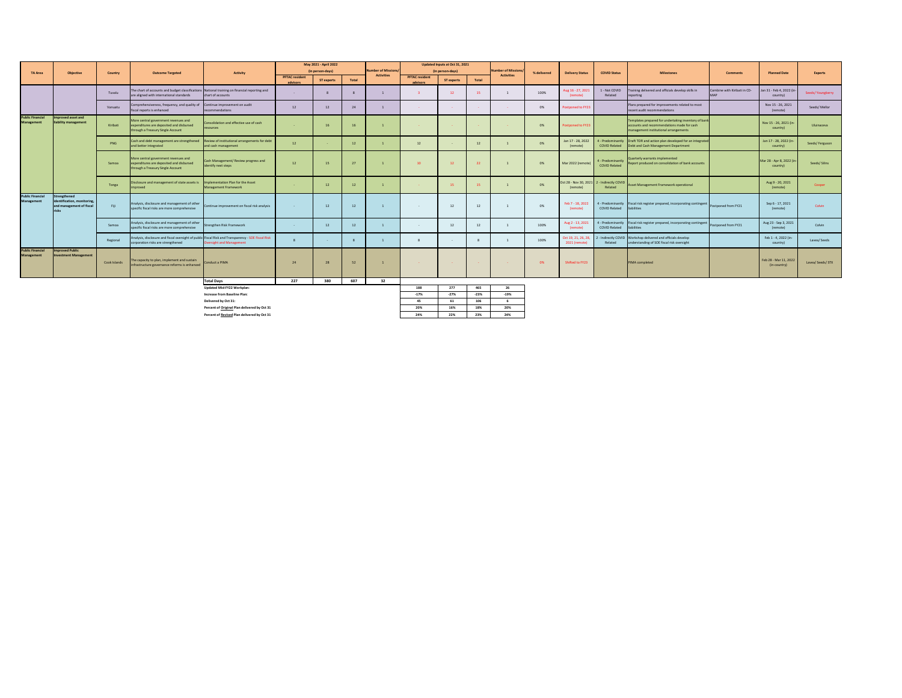| TA Area | Objective | Country | Outcome Targeted | Activity | May 2021 - April 2022 (in person-days) | | | Number of Missions/ Activities | Updated Inputs at Oct 31, 2021 (in person-days) | | | Number of Missions/ Activities | % delivered | Delivery Status | COVID Status | Milestones | Comments | Planned Date | Experts |
|---|---|---|---|---|---|---|---|---|---|---|---|---|---|---|---|---|---|---|---|
| | | | | | PFTAC resident advisors | ST experts | Total | | PFTAC resident advisors | ST experts | Total | | | | | | | | |
| | | Tuvalu | The chart of accounts and budget classifications are aligned with international standards | National training on financial reporting and chart of accounts | - | 8 | 8 | 1 | 3 | 12 | 15 | 1 | 100% | Aug 16 - 27, 2021 (remote) | 1 - Not COVID Related | Training delivered and officials develop skills in reporting | Combine with Kiribati in CD-MAF | Jan 31 - Feb 4, 2022 (in-country) | Seeds/ Youngberry |
| | | Vanuatu | Comprehensiveness, frequency, and quality of fiscal reports is enhanced | Continue improvement on audit recommendations | 12 | 12 | 24 | 1 | - | - | - | - | 0% | Postponed to FY23 | | Plans prepared for improvements related to most recent audit recommendations | | Nov 15 - 26, 2021 (remote) | Seeds/ Mellor |
| Public Financial Management | Improved asset and liability management | Kiribati | More central government revenues and expenditures are deposited and disbursed through a Treasury Single Account | Consolidation and effective use of cash resources | - | 16 | 16 | 1 | - | - | - | - | 0% | Postponed to FY23 | | Templates prepared for undertaking inventory of bank accounts and recommendations made for cash management institutional arrangements | | Nov 15 - 26, 2021 (in-country) | Uluinaceva |
| | | PNG | Cash and debt management are strengthened and better integrated | Review of institutional arrangements for debt and cash management | 12 | - | 12 | 1 | 12 | - | 12 | 1 | 0% | Jan 17 - 28, 2022 (remote) | 4 - Predominantly COVID Related | Draft TOR and action plan developed for an integrated Debt and Cash Management Department | | Jan 17 - 28, 2022 (in-country) | Seeds/ Ferguson |
| | | Samoa | More central government revenues and expenditures are deposited and disbursed through a Treasury Single Account | Cash Management/ Review progress and identify next steps | 12 | 15 | 27 | 1 | 10 | 12 | 22 | 1 | 0% | Mar 2022 (remote) | 4 - Predominantly COVID Related | Quarterly warrants implemented Report produced on consolidation of bank accounts | | Mar 28 - Apr 8, 2022 (in-country) | Seeds/ Silins |
| | | Tonga | Disclosure and management of state assets is improved | Implementation Plan for the Asset Management Framework | - | 12 | 12 | 1 | - | 15 | 15 | 1 | 0% | Oct 28 - Nov 30, 2021 (remote) | 2 - Indirectly COVID Related | Asset Management Framework operational | | Aug 9 - 20, 2021 (remote) | Cooper |
| Public Financial Management | Strengthened identification, monitoring, and management of fiscal risks | Fiji | Analysis, disclosure and management of other specific fiscal risks are more comprehensive | Continue improvement on fiscal risk analysis | - | 12 | 12 | 1 | - | 12 | 12 | 1 | 0% | Feb 7 - 18, 2022 (remote) | 4 - Predominantly COVID Related | Fiscal risk register prepared, incorporating contingent liabilities | Postponed from FY21 | Sep 6 - 17, 2021 (remote) | Colvin |
| | | Samoa | Analysis, disclosure and management of other specific fiscal risks are more comprehensive | Strengthen Risk Framework | - | 12 | 12 | 1 | - | 12 | 12 | 1 | 100% | Aug 2 - 13, 2021 (remote) | 4 - Predominantly COVID Related | Fiscal risk register prepared, incorporating contingent liabilities | Postponed from FY21 | Aug 23 - Sep 3, 2021 (remote) | Colvin |
| | | Regional | Analysis, disclosure and fiscal oversight of public corporation risks are strengthened | Fiscal Risk and Transparency - SOE Fiscal Risk Oversight and Management | 8 | - | 8 | 1 | 8 | - | 8 | 1 | 100% | Oct 19, 21, 26, 28, 2021 (remote) | 2 - Indirectly COVID Related | Workshop delivered and officials develop understanding of SOE fiscal risk oversight | | Feb 1 - 4, 2022 (in-country) | Lavea/ Seeds |
| Public Financial Management | Improved Public Investment Management | Cook Islands | The capacity to plan, implement and sustain infrastructure governance reforms is enhanced | Conduct a PIMA | 24 | 28 | 52 | 1 | - | - | - | - | 0% | Shifted to FY23 | | PIMA completed | | Feb 28 - Mar 11, 2022 (in-country) | Lavea/ Seeds/ STX |
| | | | | **Total Days** | **227** | **380** | **607** | **32** | | | | | | | | | | | |
| | | | | **Updated Mid-FY22 Workplan:** | | | | | **188** | **277** | **465** | **26** | | | | | | | |
| | | | | **Increase from Baseline Plan:** | | | | | **-17%** | **-27%** | **-23%** | **-19%** | | | | | | | |
| | | | | **Delivered by Oct 31:** | | | | | **45** | **61** | **106** | **6** | | | | | | | |
| | | | | **Percent of Original Plan delivered by Oct 31** | | | | | **20%** | **16%** | **18%** | **20%** | | | | | | | |
| | | | | **Percent of Revised Plan delivered by Oct 31** | | | | | **24%** | **22%** | **23%** | **24%** | | | | | | | |